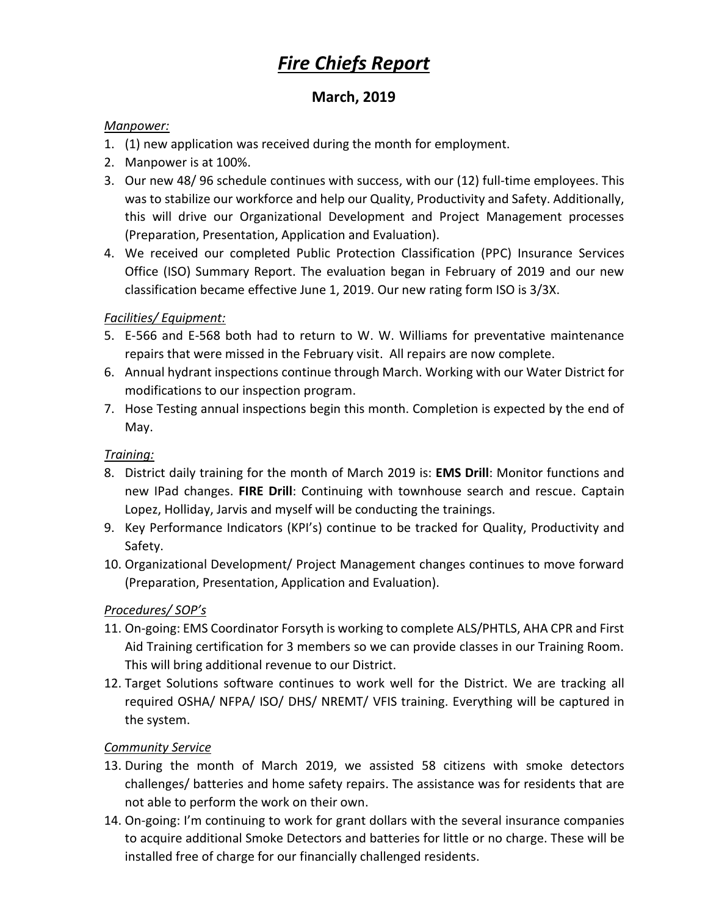# *Fire Chiefs Report*

## March, 2019

*Manpower:*

1. (1) new application was received during the month for employment.
2. Manpower is at 100%.
3. Our new 48/ 96 schedule continues with success, with our (12) full-time employees. This was to stabilize our workforce and help our Quality, Productivity and Safety. Additionally, this will drive our Organizational Development and Project Management processes (Preparation, Presentation, Application and Evaluation).
4. We received our completed Public Protection Classification (PPC) Insurance Services Office (ISO) Summary Report. The evaluation began in February of 2019 and our new classification became effective June 1, 2019. Our new rating form ISO is 3/3X.

*Facilities/ Equipment:*

5. E-566 and E-568 both had to return to W. W. Williams for preventative maintenance repairs that were missed in the February visit. All repairs are now complete.
6. Annual hydrant inspections continue through March. Working with our Water District for modifications to our inspection program.
7. Hose Testing annual inspections begin this month. Completion is expected by the end of May.

*Training:*

8. District daily training for the month of March 2019 is: **EMS Drill**: Monitor functions and new IPad changes. **FIRE Drill**: Continuing with townhouse search and rescue. Captain Lopez, Holliday, Jarvis and myself will be conducting the trainings.
9. Key Performance Indicators (KPI's) continue to be tracked for Quality, Productivity and Safety.
10. Organizational Development/ Project Management changes continues to move forward (Preparation, Presentation, Application and Evaluation).

*Procedures/ SOP's*

11. On-going: EMS Coordinator Forsyth is working to complete ALS/PHTLS, AHA CPR and First Aid Training certification for 3 members so we can provide classes in our Training Room. This will bring additional revenue to our District.
12. Target Solutions software continues to work well for the District. We are tracking all required OSHA/ NFPA/ ISO/ DHS/ NREMT/ VFIS training. Everything will be captured in the system.

*Community Service*

13. During the month of March 2019, we assisted 58 citizens with smoke detectors challenges/ batteries and home safety repairs. The assistance was for residents that are not able to perform the work on their own.
14. On-going: I'm continuing to work for grant dollars with the several insurance companies to acquire additional Smoke Detectors and batteries for little or no charge. These will be installed free of charge for our financially challenged residents.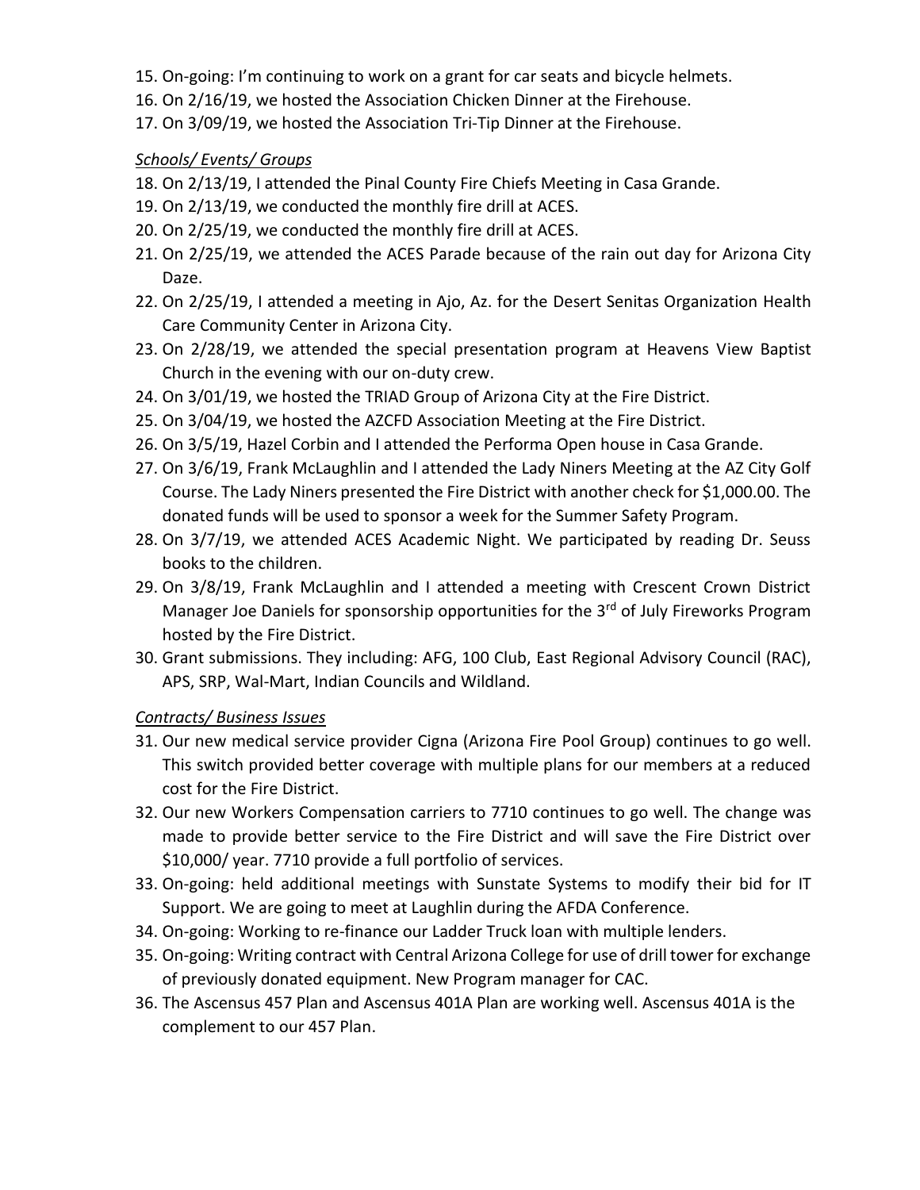15. On-going: I'm continuing to work on a grant for car seats and bicycle helmets.
16. On 2/16/19, we hosted the Association Chicken Dinner at the Firehouse.
17. On 3/09/19, we hosted the Association Tri-Tip Dinner at the Firehouse.

*Schools/ Events/ Groups*

18. On 2/13/19, I attended the Pinal County Fire Chiefs Meeting in Casa Grande.
19. On 2/13/19, we conducted the monthly fire drill at ACES.
20. On 2/25/19, we conducted the monthly fire drill at ACES.
21. On 2/25/19, we attended the ACES Parade because of the rain out day for Arizona City Daze.
22. On 2/25/19, I attended a meeting in Ajo, Az. for the Desert Senitas Organization Health Care Community Center in Arizona City.
23. On 2/28/19, we attended the special presentation program at Heavens View Baptist Church in the evening with our on-duty crew.
24. On 3/01/19, we hosted the TRIAD Group of Arizona City at the Fire District.
25. On 3/04/19, we hosted the AZCFD Association Meeting at the Fire District.
26. On 3/5/19, Hazel Corbin and I attended the Performa Open house in Casa Grande.
27. On 3/6/19, Frank McLaughlin and I attended the Lady Niners Meeting at the AZ City Golf Course. The Lady Niners presented the Fire District with another check for $1,000.00. The donated funds will be used to sponsor a week for the Summer Safety Program.
28. On 3/7/19, we attended ACES Academic Night. We participated by reading Dr. Seuss books to the children.
29. On 3/8/19, Frank McLaughlin and I attended a meeting with Crescent Crown District Manager Joe Daniels for sponsorship opportunities for the 3rd of July Fireworks Program hosted by the Fire District.
30. Grant submissions. They including: AFG, 100 Club, East Regional Advisory Council (RAC), APS, SRP, Wal-Mart, Indian Councils and Wildland.

*Contracts/ Business Issues*

31. Our new medical service provider Cigna (Arizona Fire Pool Group) continues to go well. This switch provided better coverage with multiple plans for our members at a reduced cost for the Fire District.
32. Our new Workers Compensation carriers to 7710 continues to go well. The change was made to provide better service to the Fire District and will save the Fire District over $10,000/ year. 7710 provide a full portfolio of services.
33. On-going: held additional meetings with Sunstate Systems to modify their bid for IT Support. We are going to meet at Laughlin during the AFDA Conference.
34. On-going: Working to re-finance our Ladder Truck loan with multiple lenders.
35. On-going: Writing contract with Central Arizona College for use of drill tower for exchange of previously donated equipment. New Program manager for CAC.
36. The Ascensus 457 Plan and Ascensus 401A Plan are working well. Ascensus 401A is the complement to our 457 Plan.